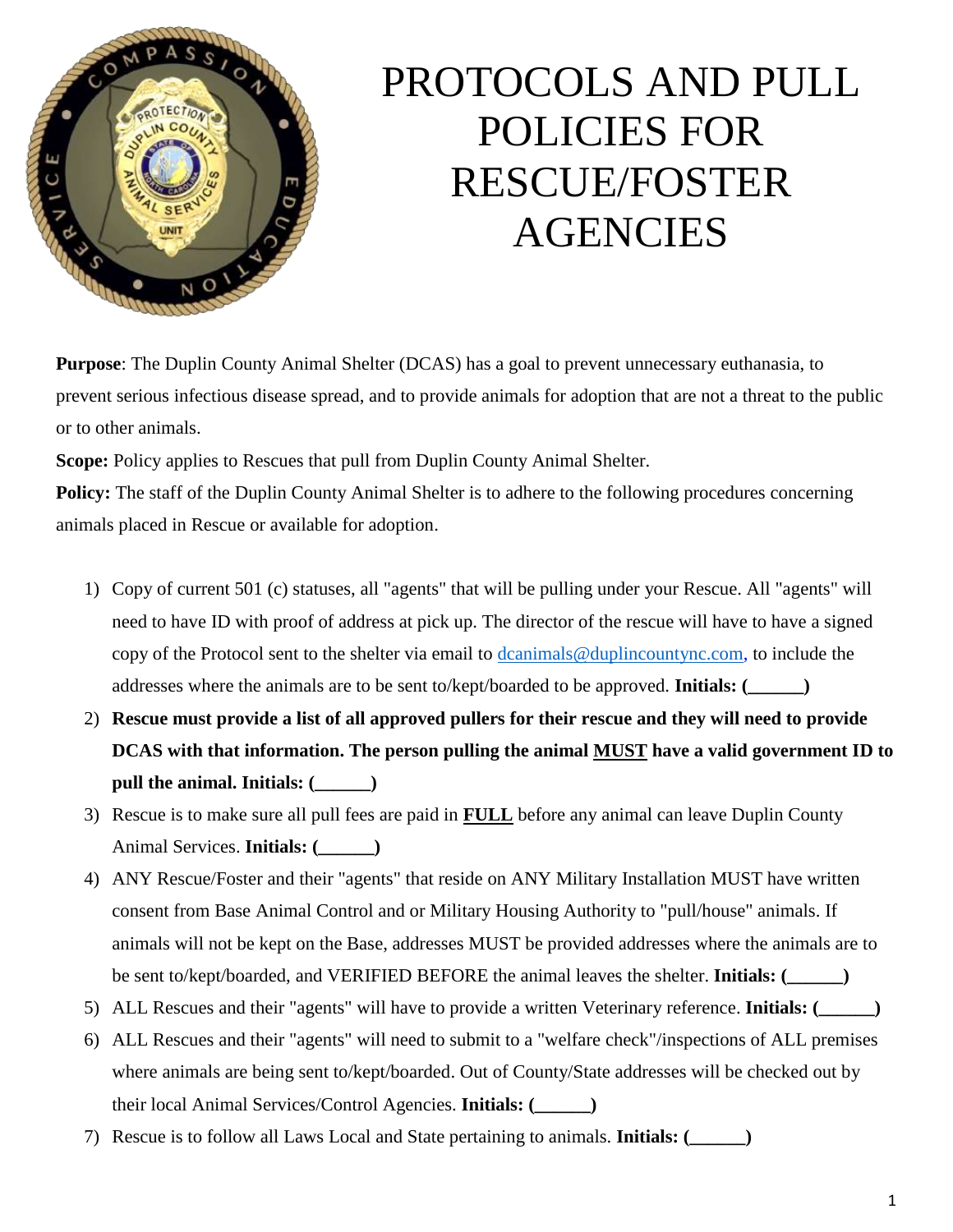# PROTOCOLS AND PULL POLICIES FOR RESCUE/FOSTER AGENCIES

**Purpose**: The Duplin County Animal Shelter (DCAS) has a goal to prevent unnecessary euthanasia, to prevent serious infectious disease spread, and to provide animals for adoption that are not a threat to the public or to other animals.

**Scope:** Policy applies to Rescues that pull from Duplin County Animal Shelter.

**Policy:** The staff of the Duplin County Animal Shelter is to adhere to the following procedures concerning animals placed in Rescue or available for adoption.

1) Copy of current 501 (c) statuses, all "agents" that will be pulling under your Rescue. All "agents" will need to have ID with proof of address at pick up. The director of the rescue will have to have a signed copy of the Protocol sent to the shelter via email to dcanimals@duplincountync.com, to include the addresses where the animals are to be sent to/kept/boarded to be approved. **Initials: (______)**
2) **Rescue must provide a list of all approved pullers for their rescue and they will need to provide DCAS with that information. The person pulling the animal <u>MUST</u> have a valid government ID to pull the animal. Initials: (______)**
3) Rescue is to make sure all pull fees are paid in **<u>FULL</u>** before any animal can leave Duplin County Animal Services. **Initials: (______)**
4) ANY Rescue/Foster and their "agents" that reside on ANY Military Installation MUST have written consent from Base Animal Control and or Military Housing Authority to "pull/house" animals. If animals will not be kept on the Base, addresses MUST be provided addresses where the animals are to be sent to/kept/boarded, and VERIFIED BEFORE the animal leaves the shelter. **Initials: (______)**
5) ALL Rescues and their "agents" will have to provide a written Veterinary reference. **Initials: (______)**
6) ALL Rescues and their "agents" will need to submit to a "welfare check"/inspections of ALL premises where animals are being sent to/kept/boarded. Out of County/State addresses will be checked out by their local Animal Services/Control Agencies. **Initials: (______)**
7) Rescue is to follow all Laws Local and State pertaining to animals. **Initials: (______)**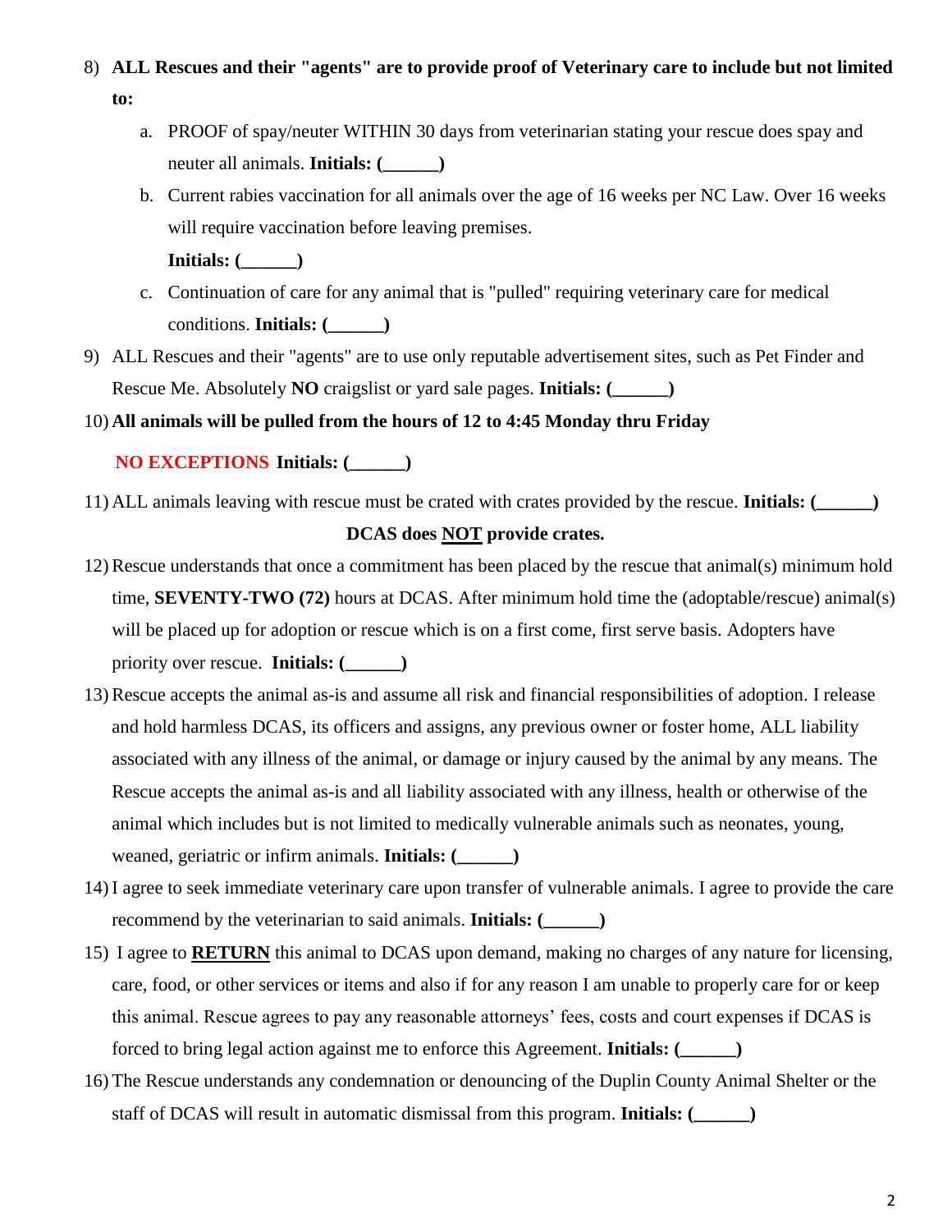8) **ALL Rescues and their "agents" are to provide proof of Veterinary care to include but not limited to:**

   a. PROOF of spay/neuter WITHIN 30 days from veterinarian stating your rescue does spay and neuter all animals. **Initials: (______)**

   b. Current rabies vaccination for all animals over the age of 16 weeks per NC Law. Over 16 weeks will require vaccination before leaving premises.
   **Initials: (______)**

   c. Continuation of care for any animal that is "pulled" requiring veterinary care for medical conditions. **Initials: (______)**

9) ALL Rescues and their "agents" are to use only reputable advertisement sites, such as Pet Finder and Rescue Me. Absolutely **NO** craigslist or yard sale pages. **Initials: (______)**

10) **All animals will be pulled from the hours of 12 to 4:45 Monday thru Friday**

    **NO EXCEPTIONS Initials: (______)**

11) ALL animals leaving with rescue must be crated with crates provided by the rescue. **Initials: (______)**

    **DCAS does NOT provide crates.**

12) Rescue understands that once a commitment has been placed by the rescue that animal(s) minimum hold time, **SEVENTY-TWO (72)** hours at DCAS. After minimum hold time the (adoptable/rescue) animal(s) will be placed up for adoption or rescue which is on a first come, first serve basis. Adopters have priority over rescue. **Initials: (______)**

13) Rescue accepts the animal as-is and assume all risk and financial responsibilities of adoption. I release and hold harmless DCAS, its officers and assigns, any previous owner or foster home, ALL liability associated with any illness of the animal, or damage or injury caused by the animal by any means. The Rescue accepts the animal as-is and all liability associated with any illness, health or otherwise of the animal which includes but is not limited to medically vulnerable animals such as neonates, young, weaned, geriatric or infirm animals. **Initials: (______)**

14) I agree to seek immediate veterinary care upon transfer of vulnerable animals. I agree to provide the care recommend by the veterinarian to said animals. **Initials: (______)**

15) I agree to **RETURN** this animal to DCAS upon demand, making no charges of any nature for licensing, care, food, or other services or items and also if for any reason I am unable to properly care for or keep this animal. Rescue agrees to pay any reasonable attorneys' fees, costs and court expenses if DCAS is forced to bring legal action against me to enforce this Agreement. **Initials: (______)**

16) The Rescue understands any condemnation or denouncing of the Duplin County Animal Shelter or the staff of DCAS will result in automatic dismissal from this program. **Initials: (______)**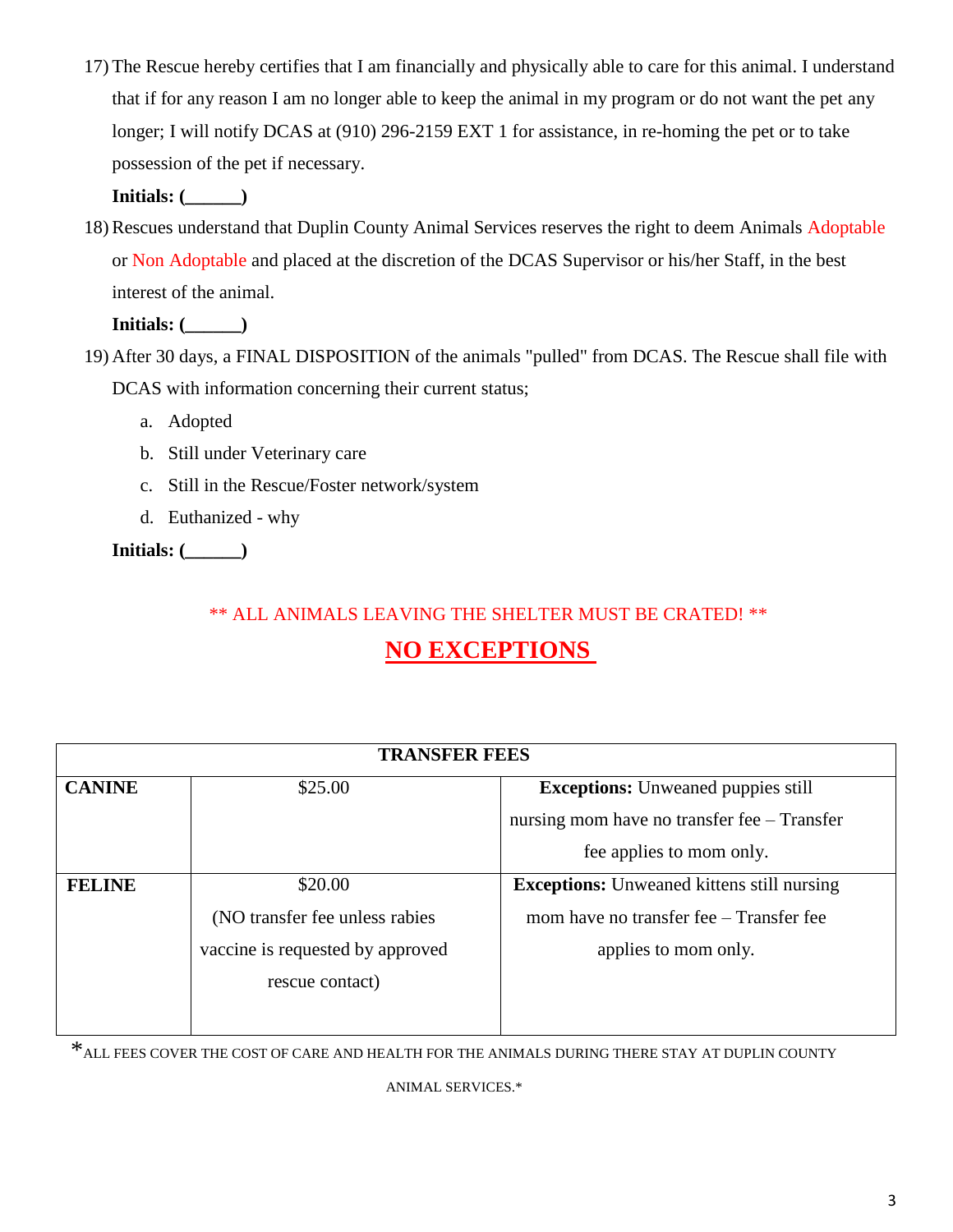17) The Rescue hereby certifies that I am financially and physically able to care for this animal. I understand that if for any reason I am no longer able to keep the animal in my program or do not want the pet any longer; I will notify DCAS at (910) 296-2159 EXT 1 for assistance, in re-homing the pet or to take possession of the pet if necessary.

    **Initials: (______)**

18) Rescues understand that Duplin County Animal Services reserves the right to deem Animals Adoptable or Non Adoptable and placed at the discretion of the DCAS Supervisor or his/her Staff, in the best interest of the animal.

    **Initials: (______)**

19) After 30 days, a FINAL DISPOSITION of the animals "pulled" from DCAS. The Rescue shall file with DCAS with information concerning their current status;

    a. Adopted
    b. Still under Veterinary care
    c. Still in the Rescue/Foster network/system
    d. Euthanized - why

    **Initials: (______)**

** ALL ANIMALS LEAVING THE SHELTER MUST BE CRATED! **

## NO EXCEPTIONS

| TRANSFER FEES | | |
|---|---|---|
| **CANINE** | $25.00 | **Exceptions:** Unweaned puppies still nursing mom have no transfer fee – Transfer fee applies to mom only. |
| **FELINE** | $20.00 (NO transfer fee unless rabies vaccine is requested by approved rescue contact) | **Exceptions:** Unweaned kittens still nursing mom have no transfer fee – Transfer fee applies to mom only. |

*ALL FEES COVER THE COST OF CARE AND HEALTH FOR THE ANIMALS DURING THERE STAY AT DUPLIN COUNTY ANIMAL SERVICES.*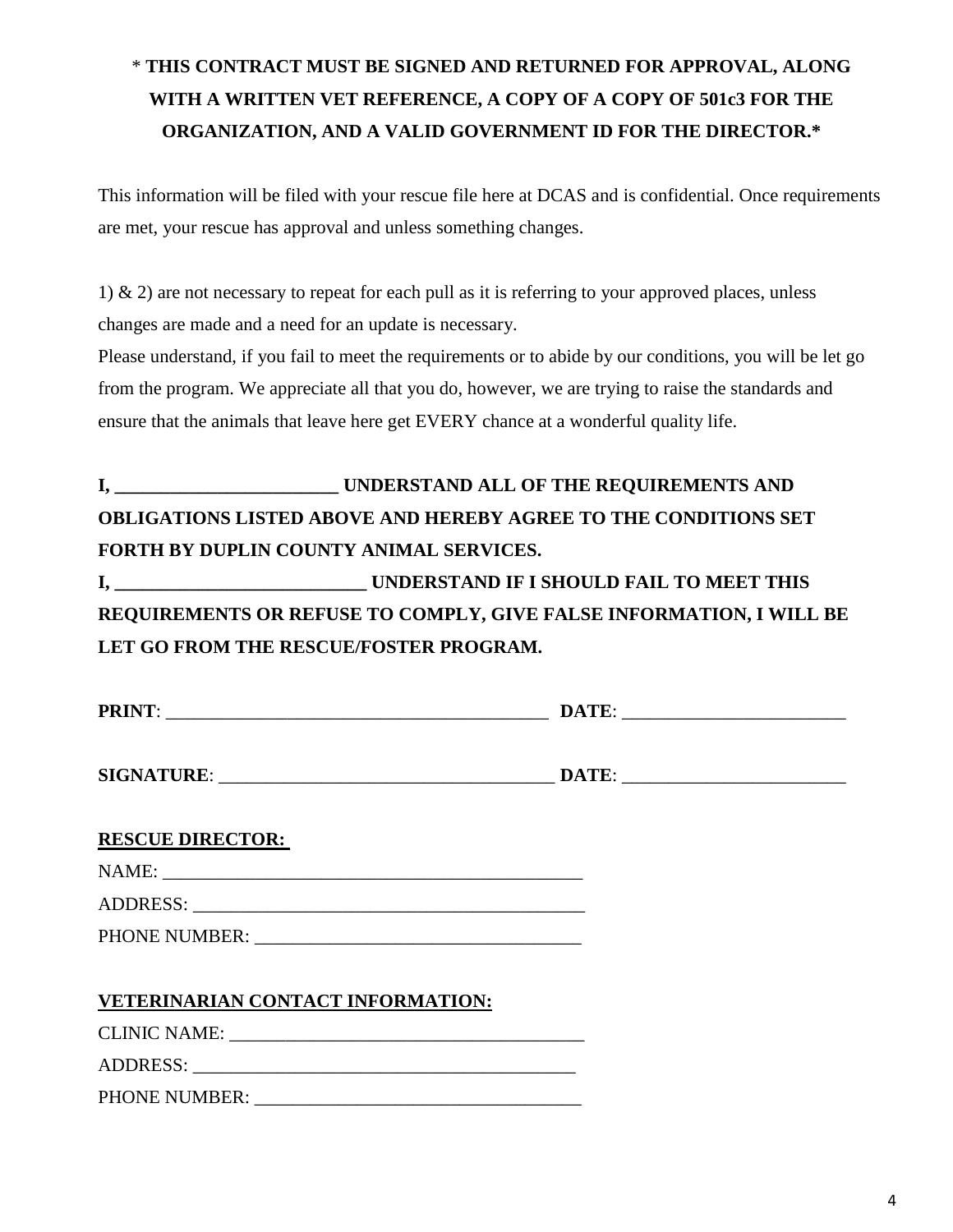**\* THIS CONTRACT MUST BE SIGNED AND RETURNED FOR APPROVAL, ALONG WITH A WRITTEN VET REFERENCE, A COPY OF A COPY OF 501c3 FOR THE ORGANIZATION, AND A VALID GOVERNMENT ID FOR THE DIRECTOR.\***

This information will be filed with your rescue file here at DCAS and is confidential. Once requirements are met, your rescue has approval and unless something changes.

1) & 2) are not necessary to repeat for each pull as it is referring to your approved places, unless changes are made and a need for an update is necessary.

Please understand, if you fail to meet the requirements or to abide by our conditions, you will be let go from the program. We appreciate all that you do, however, we are trying to raise the standards and ensure that the animals that leave here get EVERY chance at a wonderful quality life.

**I, ________________________ UNDERSTAND ALL OF THE REQUIREMENTS AND OBLIGATIONS LISTED ABOVE AND HEREBY AGREE TO THE CONDITIONS SET FORTH BY DUPLIN COUNTY ANIMAL SERVICES.**

**I, ___________________________ UNDERSTAND IF I SHOULD FAIL TO MEET THIS REQUIREMENTS OR REFUSE TO COMPLY, GIVE FALSE INFORMATION, I WILL BE LET GO FROM THE RESCUE/FOSTER PROGRAM.**

**PRINT**: __________________________________________ **DATE**: ________________________

**SIGNATURE**: ____________________________________ **DATE**: ________________________

**RESCUE DIRECTOR:**

NAME: ______________________________________________

ADDRESS: ___________________________________________

PHONE NUMBER: ____________________________________

**VETERINARIAN CONTACT INFORMATION:**

CLINIC NAME: _____________________________________

ADDRESS: _________________________________________

PHONE NUMBER: ____________________________________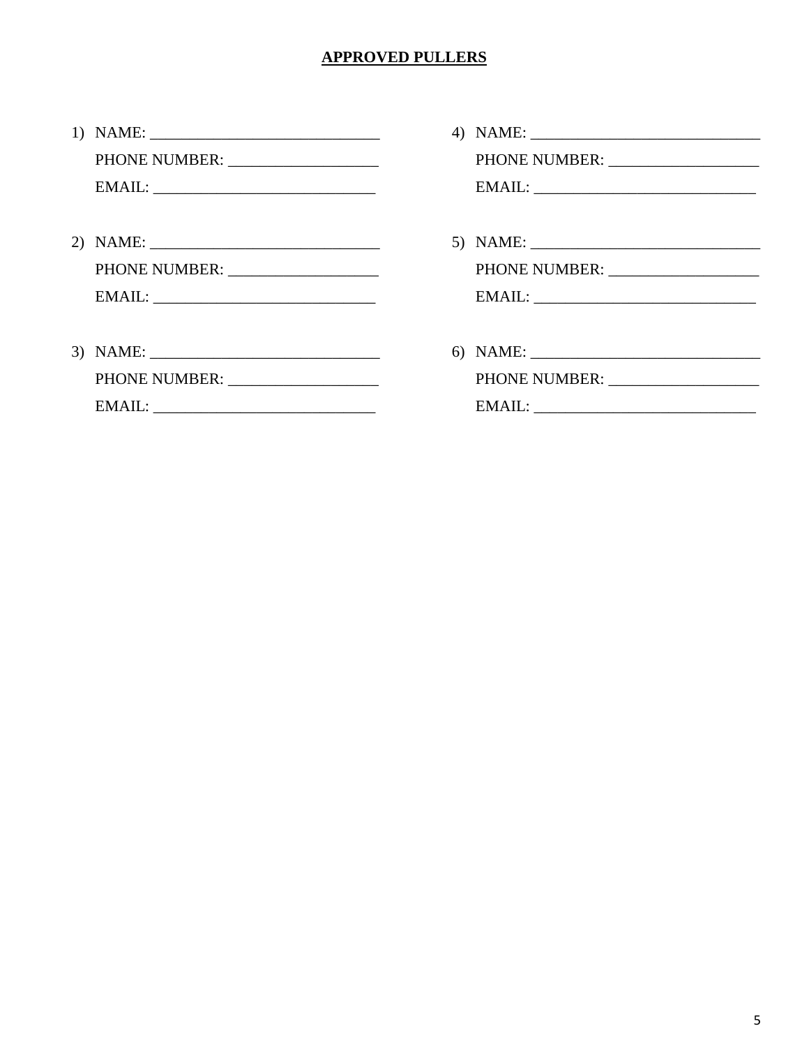**APPROVED PULLERS**

1) NAME: ______________________________
   PHONE NUMBER: ___________________
   EMAIL: ____________________________

2) NAME: ______________________________
   PHONE NUMBER: ___________________
   EMAIL: ____________________________

3) NAME: ______________________________
   PHONE NUMBER: ___________________
   EMAIL: ____________________________

4) NAME: ______________________________
   PHONE NUMBER: ___________________
   EMAIL: ____________________________

5) NAME: ______________________________
   PHONE NUMBER: ___________________
   EMAIL: ____________________________

6) NAME: ______________________________
   PHONE NUMBER: ___________________
   EMAIL: ____________________________